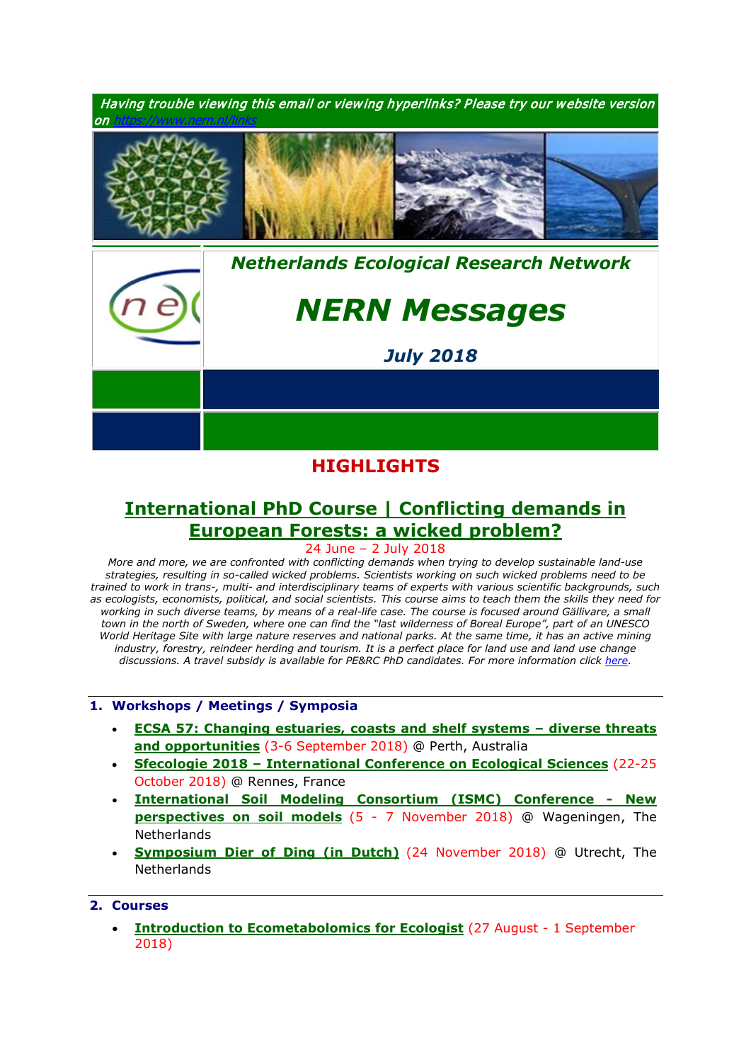*Having trouble viewing this email or viewing hyperlinks? Please try our website version on https://www.nern.nl/links*

## *Netherlands Ecological Research Network*

# *NERN Messages*

### *July 2018*

## HIGHLIGHTS

### International PhD Course | Conflicting demands in European Forests: a wicked problem?

24 June – 2 July 2018

*More and more, we are confronted with conflicting demands when trying to develop sustainable land-use strategies, resulting in so-called wicked problems. Scientists working on such wicked problems need to be trained to work in trans-, multi- and interdisciplinary teams of experts with various scientific backgrounds, such as ecologists, economists, political, and social scientists. This course aims to teach them the skills they need for working in such diverse teams, by means of a real-life case. The course is focused around Gällivare, a small town in the north of Sweden, where one can find the "last wilderness of Boreal Europe", part of an UNESCO World Heritage Site with large nature reserves and national parks. At the same time, it has an active mining industry, forestry, reindeer herding and tourism. It is a perfect place for land use and land use change discussions. A travel subsidy is available for PE&RC PhD candidates. For more information click here.*

---

**1. Workshops / Meetings / Symposia**

- **ECSA 57: Changing estuaries, coasts and shelf systems – diverse threats and opportunities** (3-6 September 2018) @ Perth, Australia
- **Sfecologie 2018 – International Conference on Ecological Sciences** (22-25 October 2018) @ Rennes, France
- **International Soil Modeling Consortium (ISMC) Conference - New perspectives on soil models** (5 - 7 November 2018) @ Wageningen, The Netherlands
- **Symposium Dier of Ding (in Dutch)** (24 November 2018) @ Utrecht, The Netherlands

---

**2. Courses**

- **Introduction to Ecometabolomics for Ecologist** (27 August - 1 September 2018)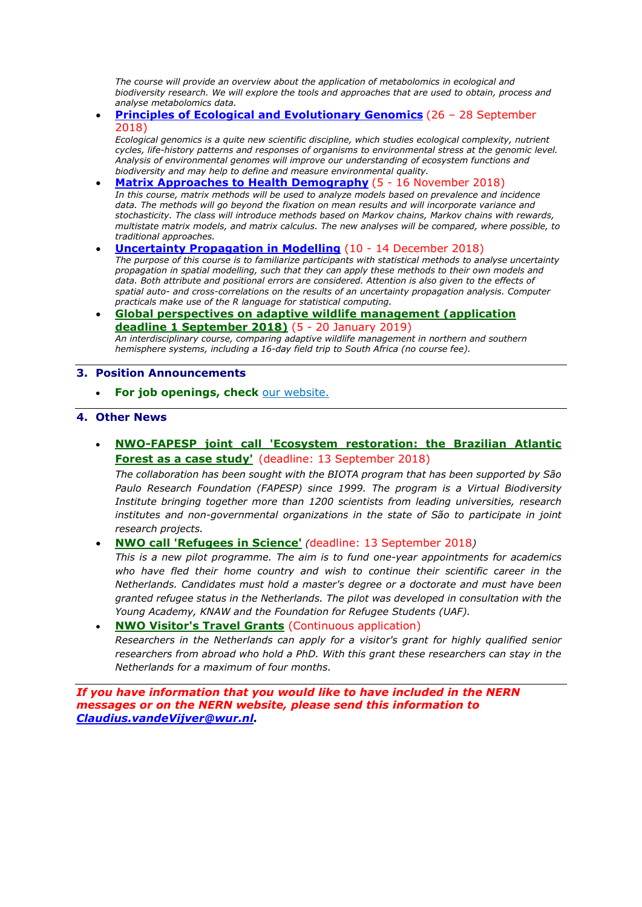*The course will provide an overview about the application of metabolomics in ecological and biodiversity research. We will explore the tools and approaches that are used to obtain, process and analyse metabolomics data.*

- **Principles of Ecological and Evolutionary Genomics** (26 – 28 September 2018)
  *Ecological genomics is a quite new scientific discipline, which studies ecological complexity, nutrient cycles, life-history patterns and responses of organisms to environmental stress at the genomic level. Analysis of environmental genomes will improve our understanding of ecosystem functions and biodiversity and may help to define and measure environmental quality.*
- **Matrix Approaches to Health Demography** (5 - 16 November 2018)
  *In this course, matrix methods will be used to analyze models based on prevalence and incidence data. The methods will go beyond the fixation on mean results and will incorporate variance and stochasticity. The class will introduce methods based on Markov chains, Markov chains with rewards, multistate matrix models, and matrix calculus. The new analyses will be compared, where possible, to traditional approaches.*
- **Uncertainty Propagation in Modelling** (10 - 14 December 2018)
  *The purpose of this course is to familiarize participants with statistical methods to analyse uncertainty propagation in spatial modelling, such that they can apply these methods to their own models and data. Both attribute and positional errors are considered. Attention is also given to the effects of spatial auto- and cross-correlations on the results of an uncertainty propagation analysis. Computer practicals make use of the R language for statistical computing.*
- **Global perspectives on adaptive wildlife management (application deadline 1 September 2018)** (5 - 20 January 2019)
  *An interdisciplinary course, comparing adaptive wildlife management in northern and southern hemisphere systems, including a 16-day field trip to South Africa (no course fee).*

## 3. Position Announcements

- **For job openings, check** our website.

## 4. Other News

- **NWO-FAPESP joint call 'Ecosystem restoration: the Brazilian Atlantic Forest as a case study'** (deadline: 13 September 2018)
  *The collaboration has been sought with the BIOTA program that has been supported by São Paulo Research Foundation (FAPESP) since 1999. The program is a Virtual Biodiversity Institute bringing together more than 1200 scientists from leading universities, research institutes and non-governmental organizations in the state of São to participate in joint research projects.*
- **NWO call 'Refugees in Science'** *(*deadline: 13 September 2018*)*
  *This is a new pilot programme. The aim is to fund one-year appointments for academics who have fled their home country and wish to continue their scientific career in the Netherlands. Candidates must hold a master's degree or a doctorate and must have been granted refugee status in the Netherlands. The pilot was developed in consultation with the Young Academy, KNAW and the Foundation for Refugee Students (UAF).*
- **NWO Visitor's Travel Grants** (Continuous application)
  *Researchers in the Netherlands can apply for a visitor's grant for highly qualified senior researchers from abroad who hold a PhD. With this grant these researchers can stay in the Netherlands for a maximum of four months.*

***If you have information that you would like to have included in the NERN messages or on the NERN website, please send this information to Claudius.vandeVijver@wur.nl.***